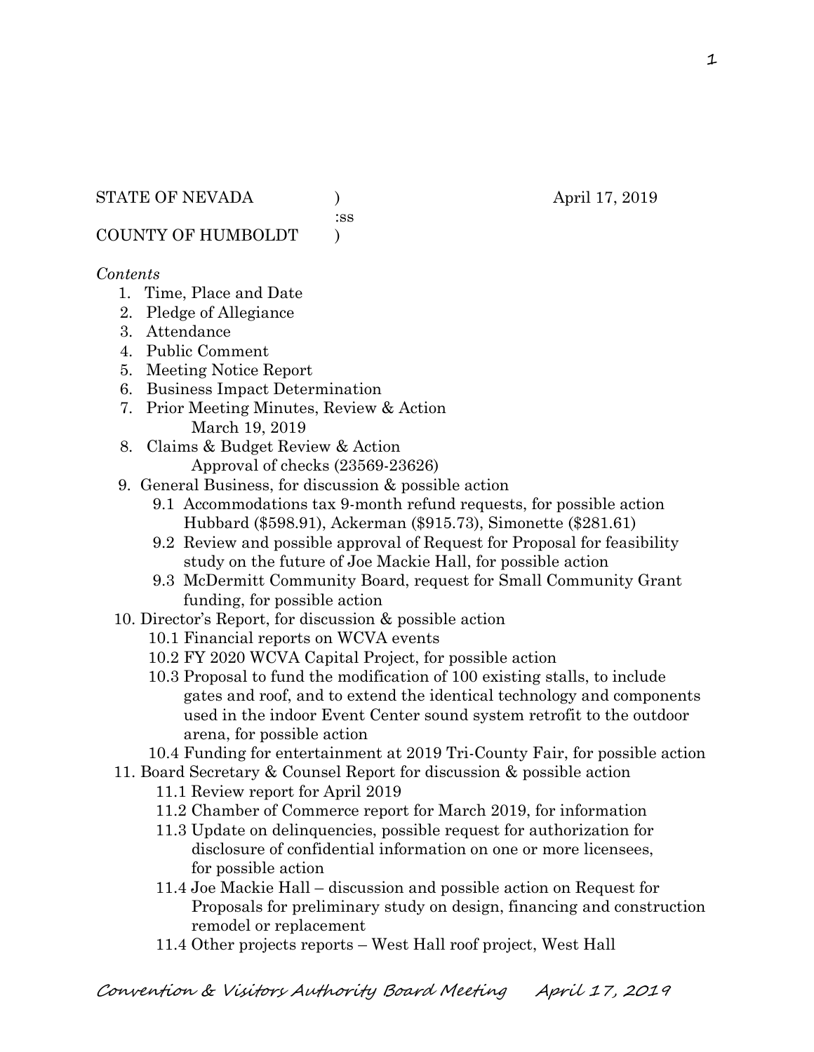STATE OF NEVADA )  April 17, 2019
:ss
COUNTY OF HUMBOLDT )

*Contents*

1. Time, Place and Date
2. Pledge of Allegiance
3. Attendance
4. Public Comment
5. Meeting Notice Report
6. Business Impact Determination
7. Prior Meeting Minutes, Review & Action
   March 19, 2019
8. Claims & Budget Review & Action
   Approval of checks (23569-23626)
9. General Business, for discussion & possible action
   - 9.1 Accommodations tax 9-month refund requests, for possible action
     Hubbard ($598.91), Ackerman ($915.73), Simonette ($281.61)
   - 9.2 Review and possible approval of Request for Proposal for feasibility study on the future of Joe Mackie Hall, for possible action
   - 9.3 McDermitt Community Board, request for Small Community Grant funding, for possible action
10. Director's Report, for discussion & possible action
    - 10.1 Financial reports on WCVA events
    - 10.2 FY 2020 WCVA Capital Project, for possible action
    - 10.3 Proposal to fund the modification of 100 existing stalls, to include gates and roof, and to extend the identical technology and components used in the indoor Event Center sound system retrofit to the outdoor arena, for possible action
    - 10.4 Funding for entertainment at 2019 Tri-County Fair, for possible action
11. Board Secretary & Counsel Report for discussion & possible action
    - 11.1 Review report for April 2019
    - 11.2 Chamber of Commerce report for March 2019, for information
    - 11.3 Update on delinquencies, possible request for authorization for disclosure of confidential information on one or more licensees, for possible action
    - 11.4 Joe Mackie Hall – discussion and possible action on Request for Proposals for preliminary study on design, financing and construction remodel or replacement
    - 11.4 Other projects reports – West Hall roof project, West Hall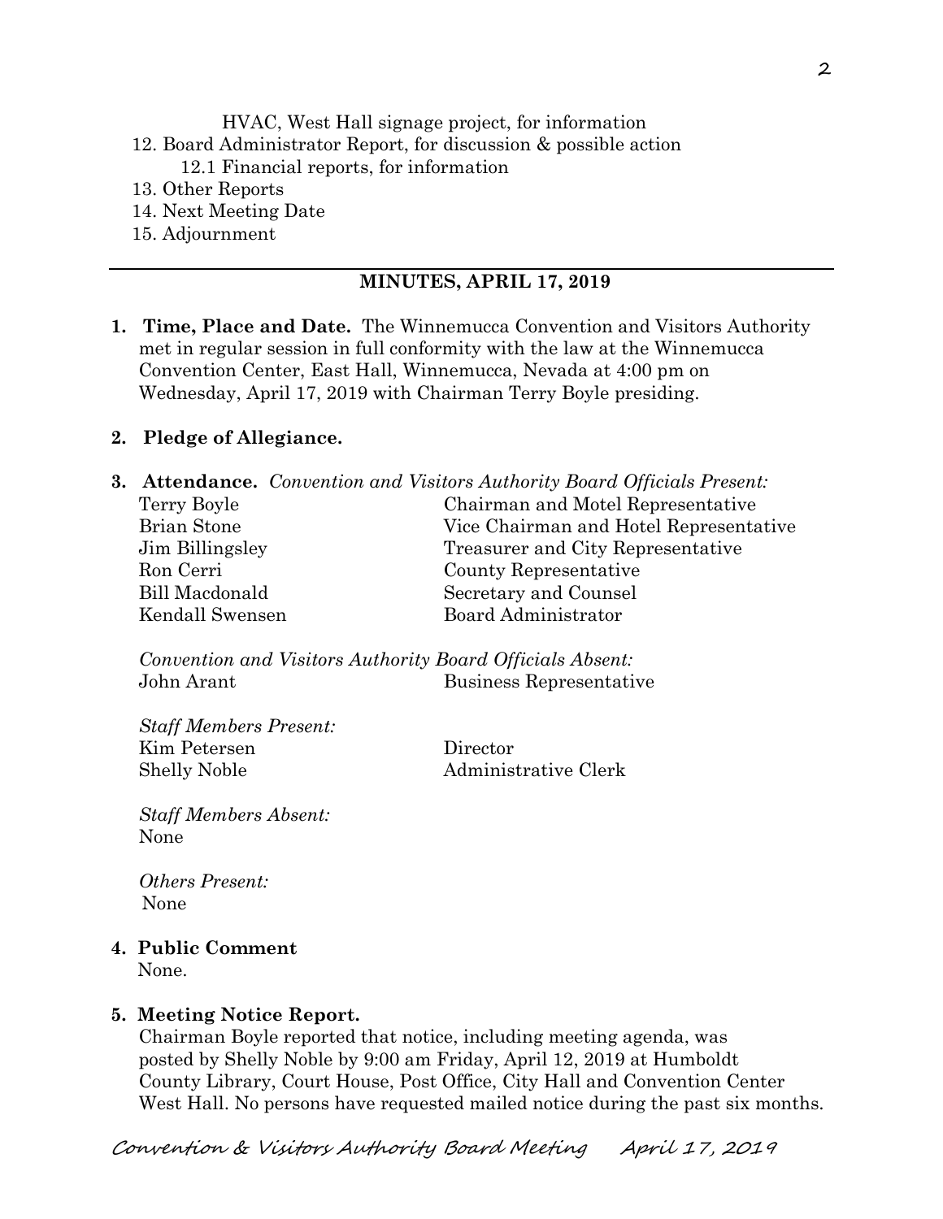HVAC, West Hall signage project, for information

12. Board Administrator Report, for discussion & possible action
    12.1 Financial reports, for information
13. Other Reports
14. Next Meeting Date
15. Adjournment

---

## MINUTES, APRIL 17, 2019

**1. Time, Place and Date.** The Winnemucca Convention and Visitors Authority met in regular session in full conformity with the law at the Winnemucca Convention Center, East Hall, Winnemucca, Nevada at 4:00 pm on Wednesday, April 17, 2019 with Chairman Terry Boyle presiding.

**2. Pledge of Allegiance.**

**3. Attendance.** *Convention and Visitors Authority Board Officials Present:*

| | |
|---|---|
| Terry Boyle | Chairman and Motel Representative |
| Brian Stone | Vice Chairman and Hotel Representative |
| Jim Billingsley | Treasurer and City Representative |
| Ron Cerri | County Representative |
| Bill Macdonald | Secretary and Counsel |
| Kendall Swensen | Board Administrator |

*Convention and Visitors Authority Board Officials Absent:*

| | |
|---|---|
| John Arant | Business Representative |

*Staff Members Present:*

| | |
|---|---|
| Kim Petersen | Director |
| Shelly Noble | Administrative Clerk |

*Staff Members Absent:*
None

*Others Present:*
None

**4. Public Comment**
None.

**5. Meeting Notice Report.**
Chairman Boyle reported that notice, including meeting agenda, was posted by Shelly Noble by 9:00 am Friday, April 12, 2019 at Humboldt County Library, Court House, Post Office, City Hall and Convention Center West Hall. No persons have requested mailed notice during the past six months.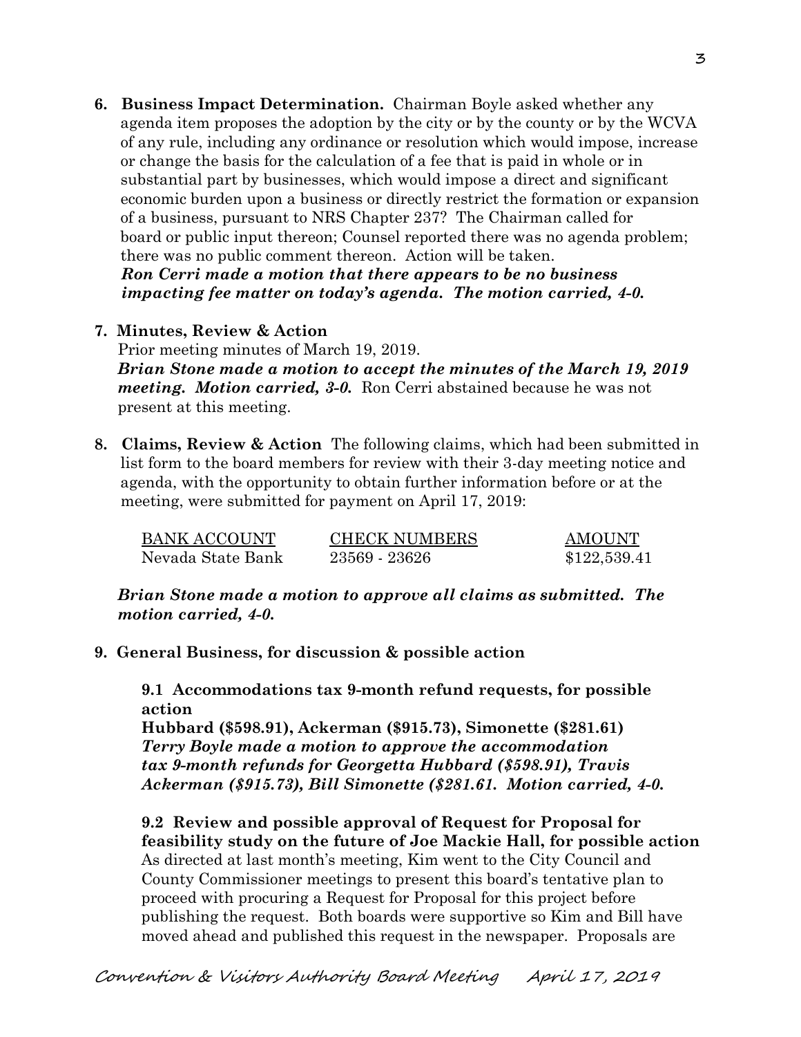**6. Business Impact Determination.** Chairman Boyle asked whether any agenda item proposes the adoption by the city or by the county or by the WCVA of any rule, including any ordinance or resolution which would impose, increase or change the basis for the calculation of a fee that is paid in whole or in substantial part by businesses, which would impose a direct and significant economic burden upon a business or directly restrict the formation or expansion of a business, pursuant to NRS Chapter 237? The Chairman called for board or public input thereon; Counsel reported there was no agenda problem; there was no public comment thereon. Action will be taken.
***Ron Cerri made a motion that there appears to be no business impacting fee matter on today's agenda. The motion carried, 4-0.***

**7. Minutes, Review & Action**
Prior meeting minutes of March 19, 2019.
***Brian Stone made a motion to accept the minutes of the March 19, 2019 meeting. Motion carried, 3-0.*** Ron Cerri abstained because he was not present at this meeting.

**8. Claims, Review & Action** The following claims, which had been submitted in list form to the board members for review with their 3-day meeting notice and agenda, with the opportunity to obtain further information before or at the meeting, were submitted for payment on April 17, 2019:

| BANK ACCOUNT | CHECK NUMBERS | AMOUNT |
|---|---|---|
| Nevada State Bank | 23569 - 23626 | $122,539.41 |

***Brian Stone made a motion to approve all claims as submitted. The motion carried, 4-0.***

**9. General Business, for discussion & possible action**

**9.1 Accommodations tax 9-month refund requests, for possible action**
**Hubbard ($598.91), Ackerman ($915.73), Simonette ($281.61)**
***Terry Boyle made a motion to approve the accommodation tax 9-month refunds for Georgetta Hubbard ($598.91), Travis Ackerman ($915.73), Bill Simonette ($281.61. Motion carried, 4-0.***

**9.2 Review and possible approval of Request for Proposal for feasibility study on the future of Joe Mackie Hall, for possible action**
As directed at last month's meeting, Kim went to the City Council and County Commissioner meetings to present this board's tentative plan to proceed with procuring a Request for Proposal for this project before publishing the request. Both boards were supportive so Kim and Bill have moved ahead and published this request in the newspaper. Proposals are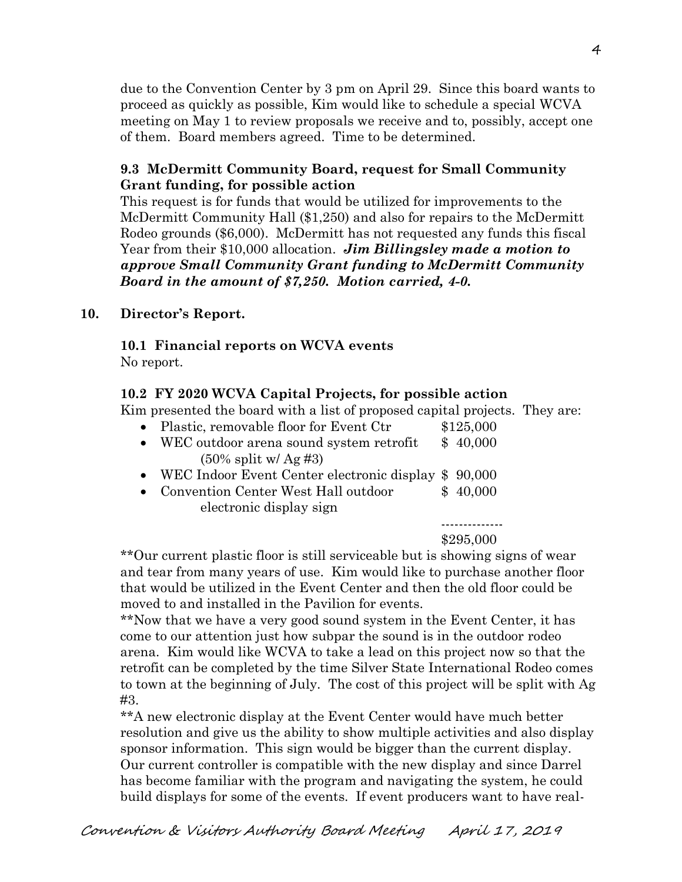due to the Convention Center by 3 pm on April 29. Since this board wants to proceed as quickly as possible, Kim would like to schedule a special WCVA meeting on May 1 to review proposals we receive and to, possibly, accept one of them. Board members agreed. Time to be determined.

### 9.3 McDermitt Community Board, request for Small Community Grant funding, for possible action

This request is for funds that would be utilized for improvements to the McDermitt Community Hall ($1,250) and also for repairs to the McDermitt Rodeo grounds ($6,000). McDermitt has not requested any funds this fiscal Year from their $10,000 allocation. ***Jim Billingsley made a motion to approve Small Community Grant funding to McDermitt Community Board in the amount of $7,250. Motion carried, 4-0.***

## 10. Director's Report.

### 10.1 Financial reports on WCVA events

No report.

### 10.2 FY 2020 WCVA Capital Projects, for possible action

Kim presented the board with a list of proposed capital projects. They are:

- Plastic, removable floor for Event Ctr $125,000
- WEC outdoor arena sound system retrofit $ 40,000 (50% split w/ Ag #3)
- WEC Indoor Event Center electronic display $ 90,000
- Convention Center West Hall outdoor electronic display sign $ 40,000

-------------
$295,000

**Our current plastic floor is still serviceable but is showing signs of wear and tear from many years of use. Kim would like to purchase another floor that would be utilized in the Event Center and then the old floor could be moved to and installed in the Pavilion for events.

**Now that we have a very good sound system in the Event Center, it has come to our attention just how subpar the sound is in the outdoor rodeo arena. Kim would like WCVA to take a lead on this project now so that the retrofit can be completed by the time Silver State International Rodeo comes to town at the beginning of July. The cost of this project will be split with Ag #3.

**A new electronic display at the Event Center would have much better resolution and give us the ability to show multiple activities and also display sponsor information. This sign would be bigger than the current display. Our current controller is compatible with the new display and since Darrel has become familiar with the program and navigating the system, he could build displays for some of the events. If event producers want to have real-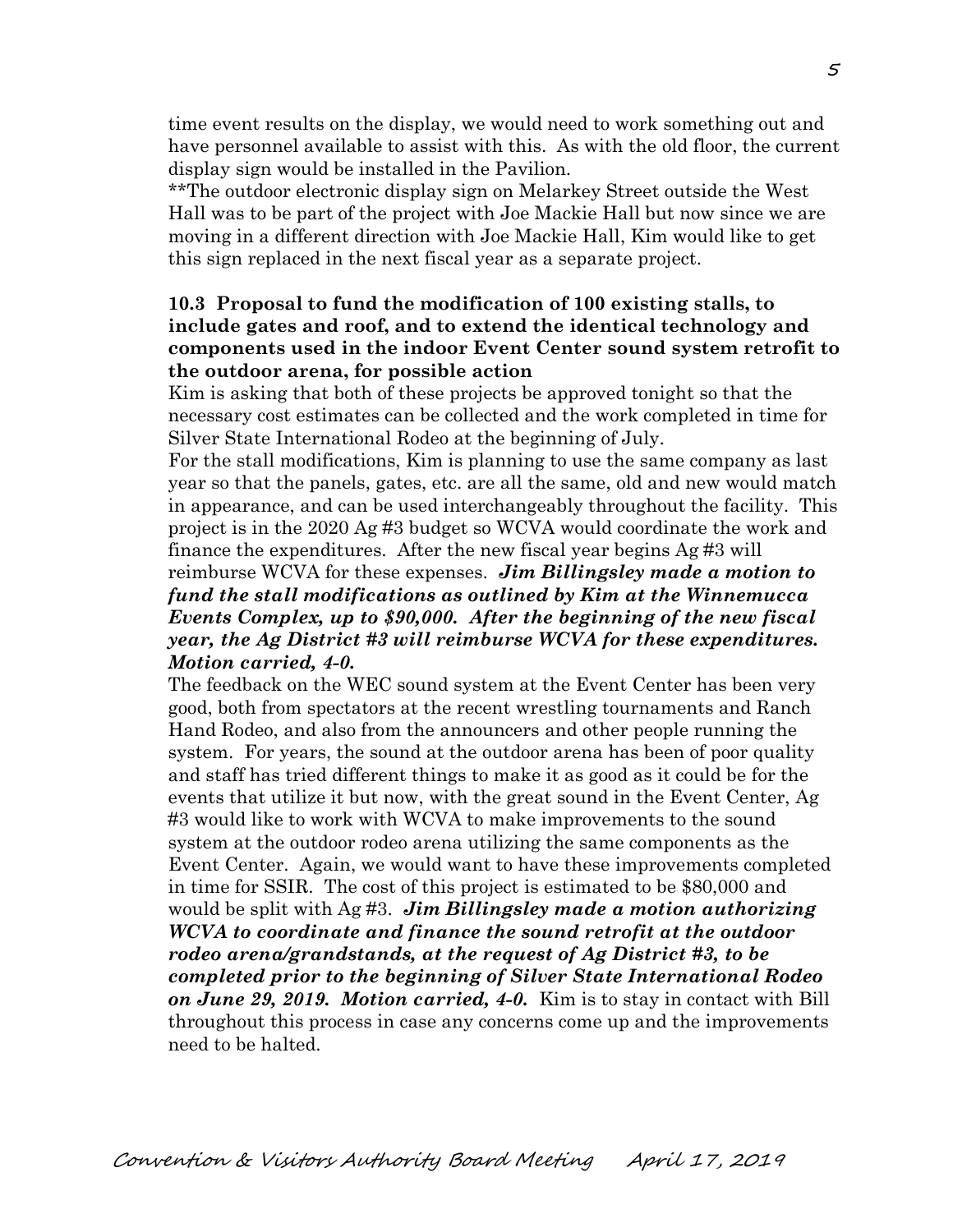time event results on the display, we would need to work something out and have personnel available to assist with this. As with the old floor, the current display sign would be installed in the Pavilion.

**The outdoor electronic display sign on Melarkey Street outside the West Hall was to be part of the project with Joe Mackie Hall but now since we are moving in a different direction with Joe Mackie Hall, Kim would like to get this sign replaced in the next fiscal year as a separate project.

**10.3 Proposal to fund the modification of 100 existing stalls, to include gates and roof, and to extend the identical technology and components used in the indoor Event Center sound system retrofit to the outdoor arena, for possible action**

Kim is asking that both of these projects be approved tonight so that the necessary cost estimates can be collected and the work completed in time for Silver State International Rodeo at the beginning of July.

For the stall modifications, Kim is planning to use the same company as last year so that the panels, gates, etc. are all the same, old and new would match in appearance, and can be used interchangeably throughout the facility. This project is in the 2020 Ag #3 budget so WCVA would coordinate the work and finance the expenditures. After the new fiscal year begins Ag #3 will reimburse WCVA for these expenses. ***Jim Billingsley made a motion to fund the stall modifications as outlined by Kim at the Winnemucca Events Complex, up to $90,000. After the beginning of the new fiscal year, the Ag District #3 will reimburse WCVA for these expenditures. Motion carried, 4-0.***

The feedback on the WEC sound system at the Event Center has been very good, both from spectators at the recent wrestling tournaments and Ranch Hand Rodeo, and also from the announcers and other people running the system. For years, the sound at the outdoor arena has been of poor quality and staff has tried different things to make it as good as it could be for the events that utilize it but now, with the great sound in the Event Center, Ag #3 would like to work with WCVA to make improvements to the sound system at the outdoor rodeo arena utilizing the same components as the Event Center. Again, we would want to have these improvements completed in time for SSIR. The cost of this project is estimated to be $80,000 and would be split with Ag #3. ***Jim Billingsley made a motion authorizing WCVA to coordinate and finance the sound retrofit at the outdoor rodeo arena/grandstands, at the request of Ag District #3, to be completed prior to the beginning of Silver State International Rodeo on June 29, 2019. Motion carried, 4-0.*** Kim is to stay in contact with Bill throughout this process in case any concerns come up and the improvements need to be halted.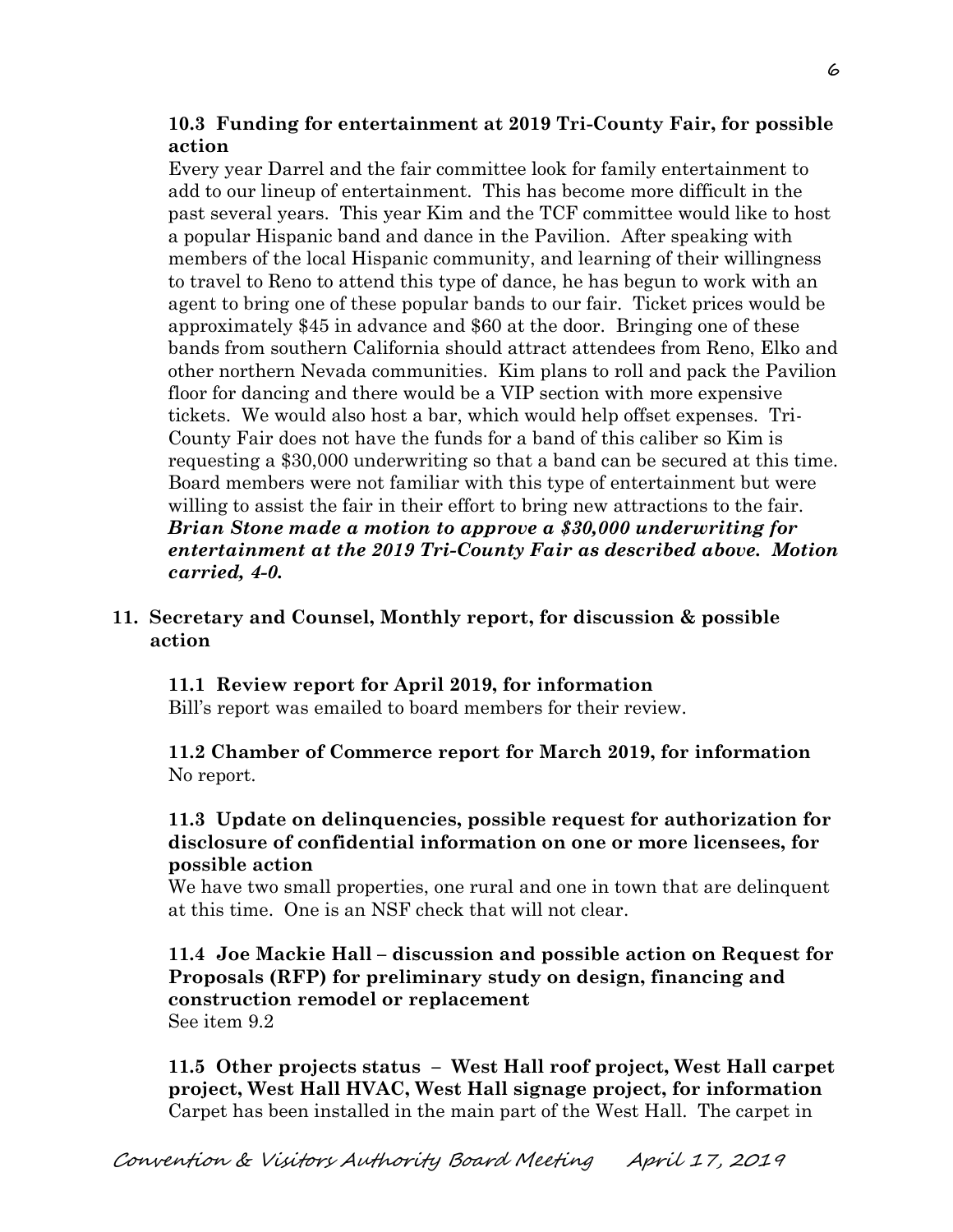**10.3 Funding for entertainment at 2019 Tri-County Fair, for possible action**

Every year Darrel and the fair committee look for family entertainment to add to our lineup of entertainment. This has become more difficult in the past several years. This year Kim and the TCF committee would like to host a popular Hispanic band and dance in the Pavilion. After speaking with members of the local Hispanic community, and learning of their willingness to travel to Reno to attend this type of dance, he has begun to work with an agent to bring one of these popular bands to our fair. Ticket prices would be approximately $45 in advance and $60 at the door. Bringing one of these bands from southern California should attract attendees from Reno, Elko and other northern Nevada communities. Kim plans to roll and pack the Pavilion floor for dancing and there would be a VIP section with more expensive tickets. We would also host a bar, which would help offset expenses. Tri-County Fair does not have the funds for a band of this caliber so Kim is requesting a $30,000 underwriting so that a band can be secured at this time. Board members were not familiar with this type of entertainment but were willing to assist the fair in their effort to bring new attractions to the fair. ***Brian Stone made a motion to approve a $30,000 underwriting for entertainment at the 2019 Tri-County Fair as described above. Motion carried, 4-0.***

**11. Secretary and Counsel, Monthly report, for discussion & possible action**

**11.1 Review report for April 2019, for information**

Bill's report was emailed to board members for their review.

**11.2 Chamber of Commerce report for March 2019, for information**

No report.

**11.3 Update on delinquencies, possible request for authorization for disclosure of confidential information on one or more licensees, for possible action**

We have two small properties, one rural and one in town that are delinquent at this time. One is an NSF check that will not clear.

**11.4 Joe Mackie Hall – discussion and possible action on Request for Proposals (RFP) for preliminary study on design, financing and construction remodel or replacement**

See item 9.2

**11.5 Other projects status – West Hall roof project, West Hall carpet project, West Hall HVAC, West Hall signage project, for information**

Carpet has been installed in the main part of the West Hall. The carpet in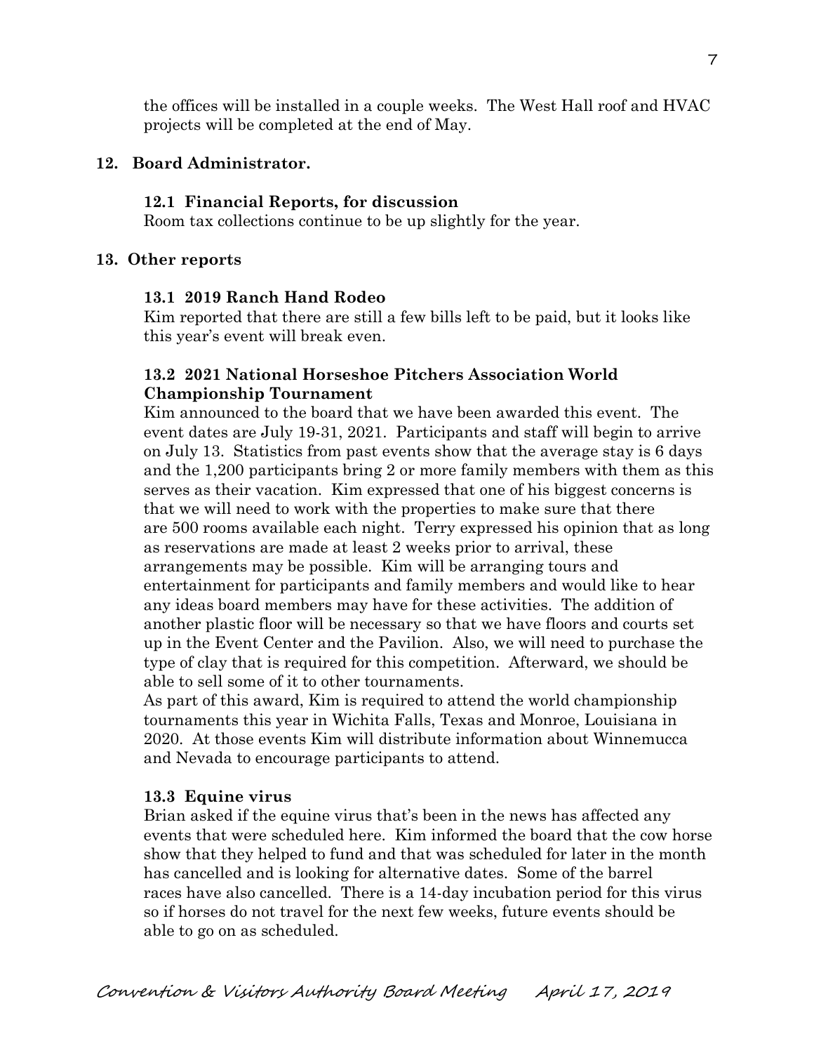the offices will be installed in a couple weeks. The West Hall roof and HVAC projects will be completed at the end of May.

## 12. Board Administrator.

### 12.1 Financial Reports, for discussion

Room tax collections continue to be up slightly for the year.

## 13. Other reports

### 13.1 2019 Ranch Hand Rodeo

Kim reported that there are still a few bills left to be paid, but it looks like this year's event will break even.

### 13.2 2021 National Horseshoe Pitchers Association World Championship Tournament

Kim announced to the board that we have been awarded this event. The event dates are July 19-31, 2021. Participants and staff will begin to arrive on July 13. Statistics from past events show that the average stay is 6 days and the 1,200 participants bring 2 or more family members with them as this serves as their vacation. Kim expressed that one of his biggest concerns is that we will need to work with the properties to make sure that there are 500 rooms available each night. Terry expressed his opinion that as long as reservations are made at least 2 weeks prior to arrival, these arrangements may be possible. Kim will be arranging tours and entertainment for participants and family members and would like to hear any ideas board members may have for these activities. The addition of another plastic floor will be necessary so that we have floors and courts set up in the Event Center and the Pavilion. Also, we will need to purchase the type of clay that is required for this competition. Afterward, we should be able to sell some of it to other tournaments.

As part of this award, Kim is required to attend the world championship tournaments this year in Wichita Falls, Texas and Monroe, Louisiana in 2020. At those events Kim will distribute information about Winnemucca and Nevada to encourage participants to attend.

### 13.3 Equine virus

Brian asked if the equine virus that's been in the news has affected any events that were scheduled here. Kim informed the board that the cow horse show that they helped to fund and that was scheduled for later in the month has cancelled and is looking for alternative dates. Some of the barrel races have also cancelled. There is a 14-day incubation period for this virus so if horses do not travel for the next few weeks, future events should be able to go on as scheduled.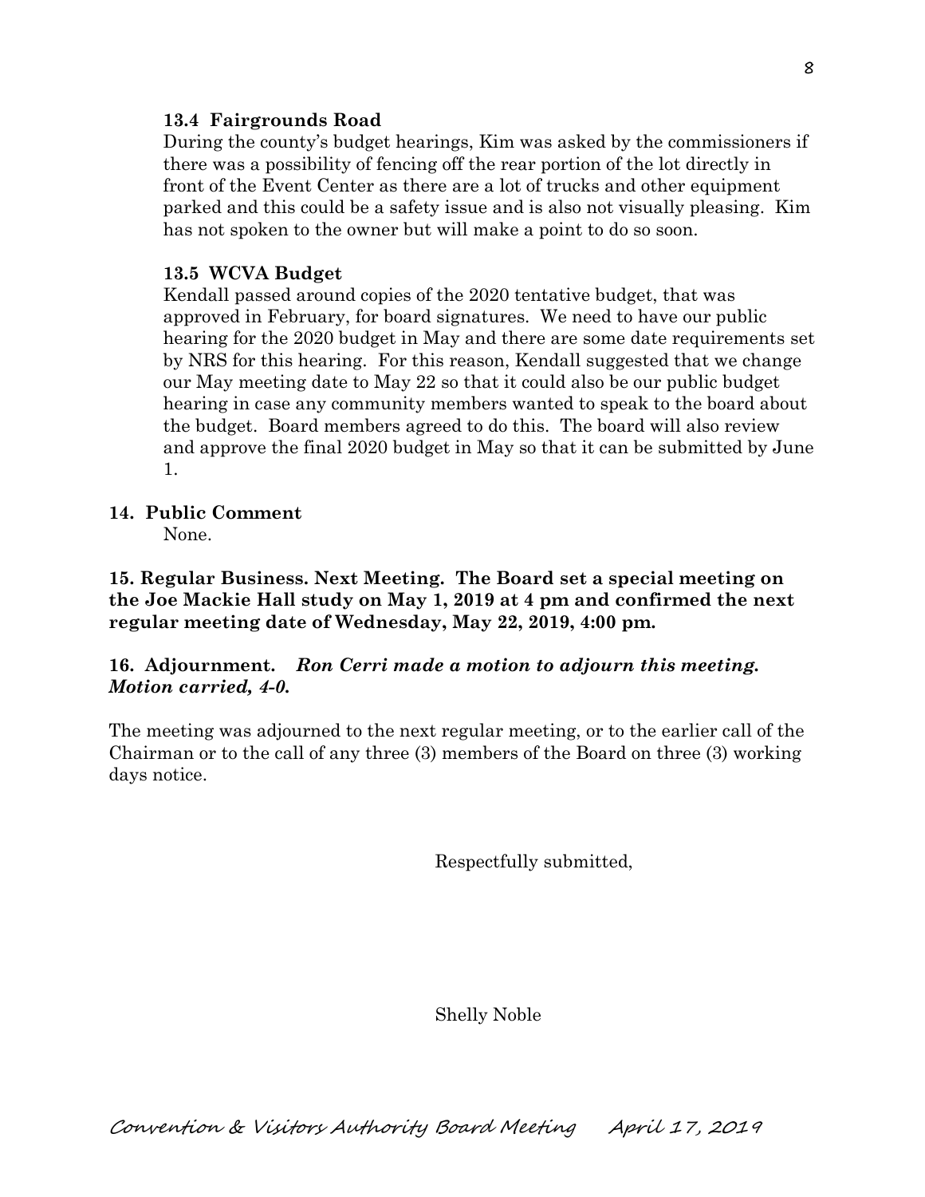### 13.4 Fairgrounds Road

During the county's budget hearings, Kim was asked by the commissioners if there was a possibility of fencing off the rear portion of the lot directly in front of the Event Center as there are a lot of trucks and other equipment parked and this could be a safety issue and is also not visually pleasing. Kim has not spoken to the owner but will make a point to do so soon.

### 13.5 WCVA Budget

Kendall passed around copies of the 2020 tentative budget, that was approved in February, for board signatures. We need to have our public hearing for the 2020 budget in May and there are some date requirements set by NRS for this hearing. For this reason, Kendall suggested that we change our May meeting date to May 22 so that it could also be our public budget hearing in case any community members wanted to speak to the board about the budget. Board members agreed to do this. The board will also review and approve the final 2020 budget in May so that it can be submitted by June 1.

## 14. Public Comment

None.

**15. Regular Business. Next Meeting. The Board set a special meeting on the Joe Mackie Hall study on May 1, 2019 at 4 pm and confirmed the next regular meeting date of Wednesday, May 22, 2019, 4:00 pm.**

**16. Adjournment.** ***Ron Cerri made a motion to adjourn this meeting. Motion carried, 4-0.***

The meeting was adjourned to the next regular meeting, or to the earlier call of the Chairman or to the call of any three (3) members of the Board on three (3) working days notice.

Respectfully submitted,

Shelly Noble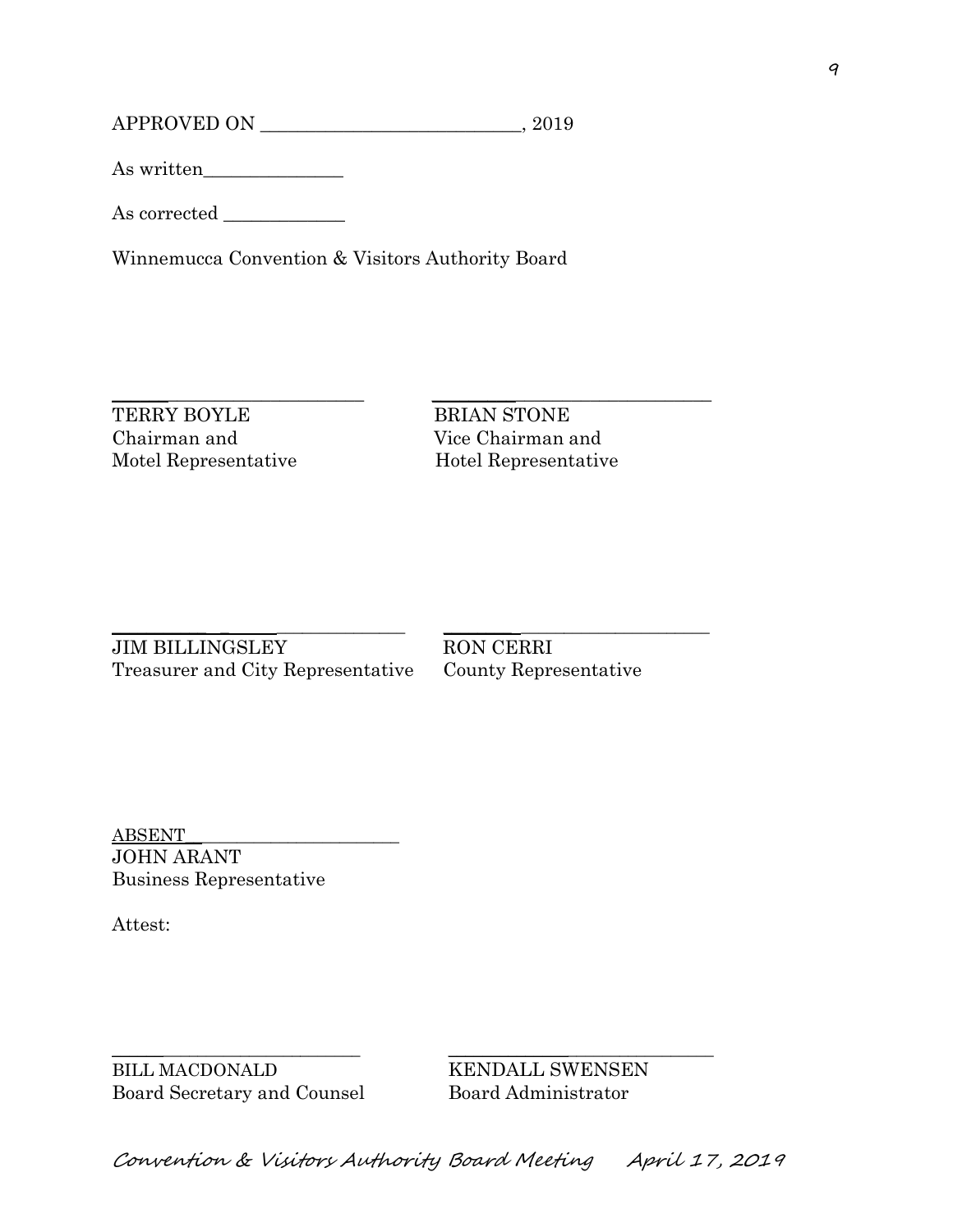APPROVED ON ___________________________, 2019

As written_______________

As corrected _____________

Winnemucca Convention & Visitors Authority Board

_____________________________ _____________________________

TERRY BOYLE
Chairman and
Motel Representative

BRIAN STONE
Vice Chairman and
Hotel Representative

_____________________________ _____________________________

JIM BILLINGSLEY
Treasurer and City Representative

RON CERRI
County Representative

ABSENT_______________________

JOHN ARANT
Business Representative

Attest:

_____________________________ _____________________________

BILL MACDONALD
Board Secretary and Counsel

KENDALL SWENSEN
Board Administrator